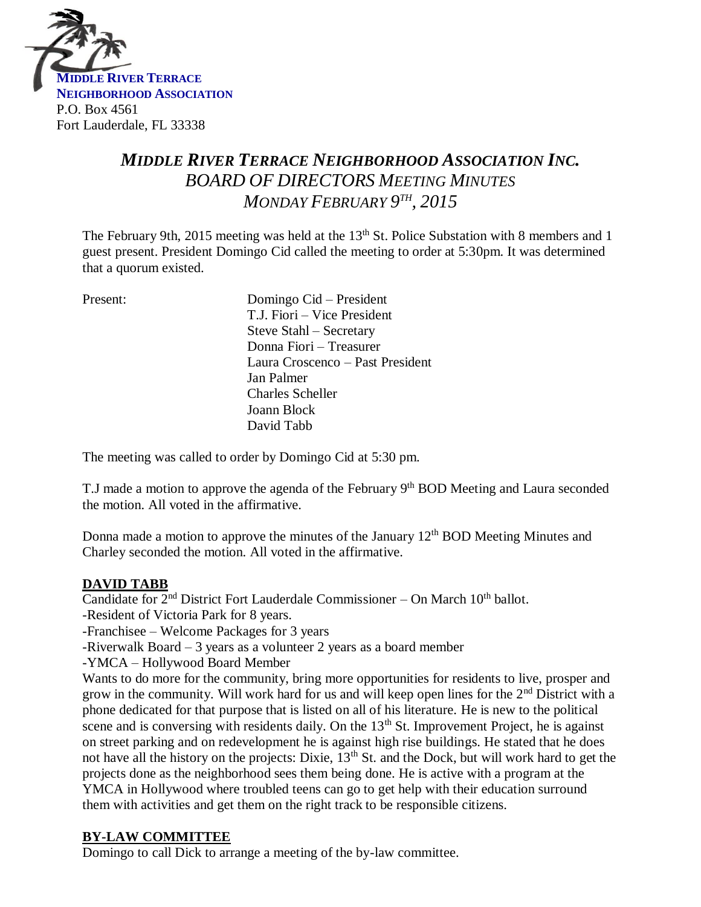**MIDDLE RIVER TERRACE NEIGHBORHOOD ASSOCIATION**
P.O. Box 4561
Fort Lauderdale, FL 33338

# *MIDDLE RIVER TERRACE NEIGHBORHOOD ASSOCIATION INC.*
## *BOARD OF DIRECTORS MEETING MINUTES*
## *MONDAY FEBRUARY 9TH, 2015*

The February 9th, 2015 meeting was held at the 13th St. Police Substation with 8 members and 1 guest present. President Domingo Cid called the meeting to order at 5:30pm. It was determined that a quorum existed.

Present:
- Domingo Cid – President
- T.J. Fiori – Vice President
- Steve Stahl – Secretary
- Donna Fiori – Treasurer
- Laura Croscenco – Past President
- Jan Palmer
- Charles Scheller
- Joann Block
- David Tabb

The meeting was called to order by Domingo Cid at 5:30 pm.

T.J made a motion to approve the agenda of the February 9th BOD Meeting and Laura seconded the motion. All voted in the affirmative.

Donna made a motion to approve the minutes of the January 12th BOD Meeting Minutes and Charley seconded the motion. All voted in the affirmative.

**DAVID TABB**

Candidate for 2nd District Fort Lauderdale Commissioner – On March 10th ballot.
-Resident of Victoria Park for 8 years.
-Franchisee – Welcome Packages for 3 years
-Riverwalk Board – 3 years as a volunteer 2 years as a board member
-YMCA – Hollywood Board Member

Wants to do more for the community, bring more opportunities for residents to live, prosper and grow in the community. Will work hard for us and will keep open lines for the 2nd District with a phone dedicated for that purpose that is listed on all of his literature. He is new to the political scene and is conversing with residents daily. On the 13th St. Improvement Project, he is against on street parking and on redevelopment he is against high rise buildings. He stated that he does not have all the history on the projects: Dixie, 13th St. and the Dock, but will work hard to get the projects done as the neighborhood sees them being done. He is active with a program at the YMCA in Hollywood where troubled teens can go to get help with their education surround them with activities and get them on the right track to be responsible citizens.

**BY-LAW COMMITTEE**

Domingo to call Dick to arrange a meeting of the by-law committee.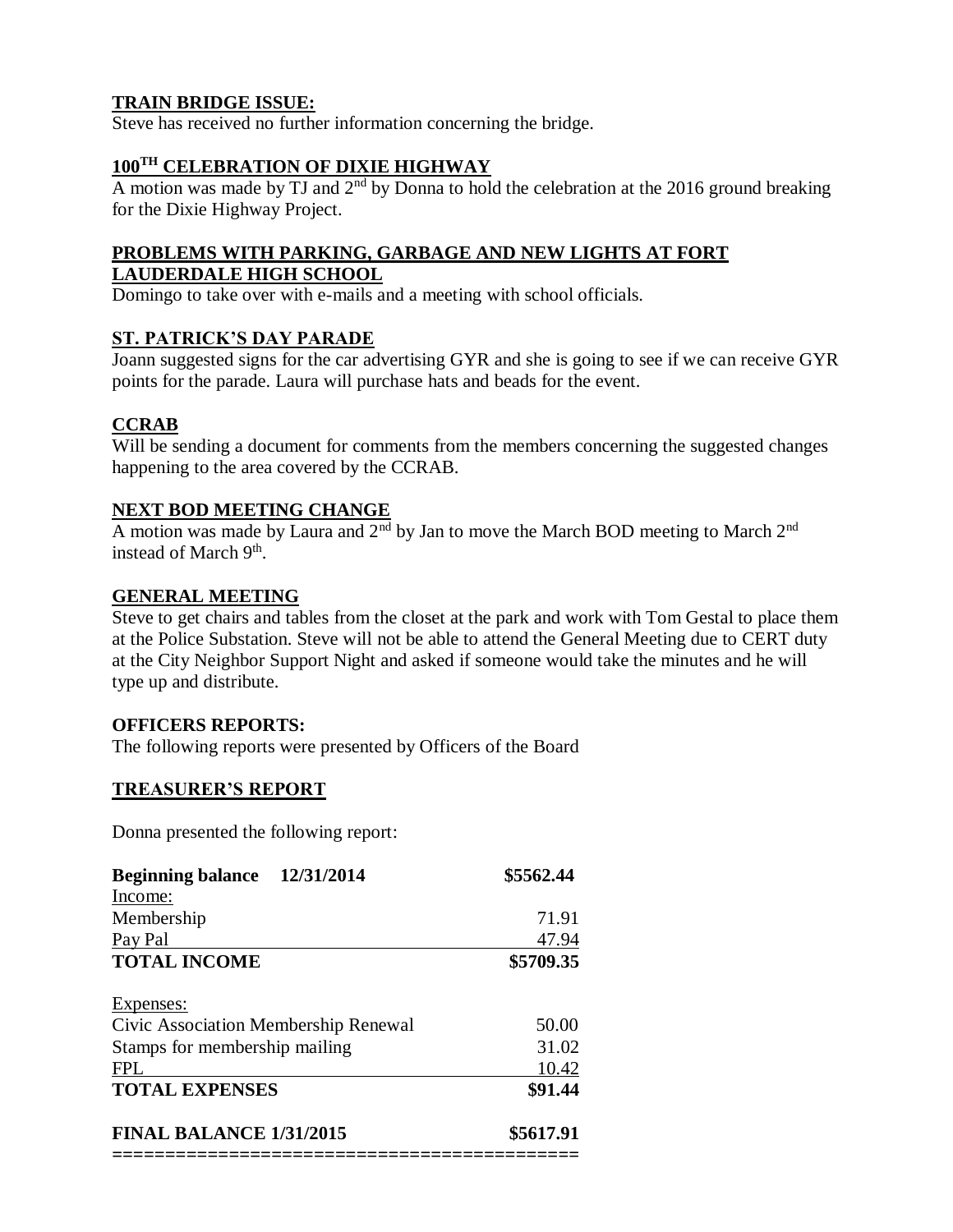**TRAIN BRIDGE ISSUE:**

Steve has received no further information concerning the bridge.

**100$^{TH}$ CELEBRATION OF DIXIE HIGHWAY**

A motion was made by TJ and 2$^{nd}$ by Donna to hold the celebration at the 2016 ground breaking for the Dixie Highway Project.

**PROBLEMS WITH PARKING, GARBAGE AND NEW LIGHTS AT FORT LAUDERDALE HIGH SCHOOL**

Domingo to take over with e-mails and a meeting with school officials.

**ST. PATRICK'S DAY PARADE**

Joann suggested signs for the car advertising GYR and she is going to see if we can receive GYR points for the parade. Laura will purchase hats and beads for the event.

**CCRAB**

Will be sending a document for comments from the members concerning the suggested changes happening to the area covered by the CCRAB.

**NEXT BOD MEETING CHANGE**

A motion was made by Laura and 2$^{nd}$ by Jan to move the March BOD meeting to March 2$^{nd}$ instead of March 9$^{th}$.

**GENERAL MEETING**

Steve to get chairs and tables from the closet at the park and work with Tom Gestal to place them at the Police Substation. Steve will not be able to attend the General Meeting due to CERT duty at the City Neighbor Support Night and asked if someone would take the minutes and he will type up and distribute.

**OFFICERS REPORTS:**

The following reports were presented by Officers of the Board

**TREASURER'S REPORT**

Donna presented the following report:

| | |
|---|---|
| **Beginning balance 12/31/2014** | **\$5562.44** |
| Income: | |
| Membership | 71.91 |
| Pay Pal | 47.94 |
| **TOTAL INCOME** | **\$5709.35** |
| | |
| Expenses: | |
| Civic Association Membership Renewal | 50.00 |
| Stamps for membership mailing | 31.02 |
| FPL | 10.42 |
| **TOTAL EXPENSES** | **\$91.44** |
| | |
| **FINAL BALANCE 1/31/2015** | **\$5617.91** |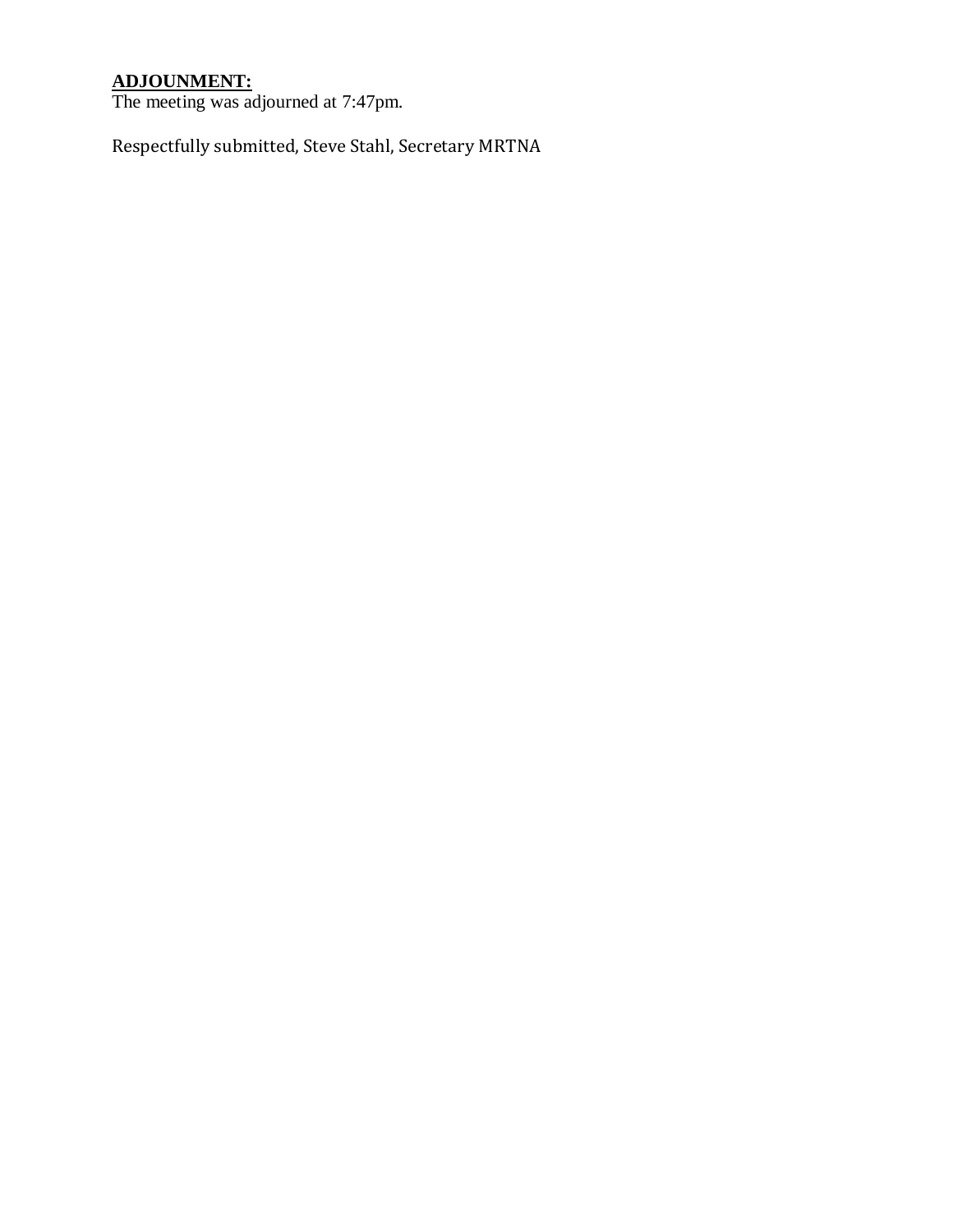**<u>ADJOUNMENT:</u>**
The meeting was adjourned at 7:47pm.

Respectfully submitted, Steve Stahl, Secretary MRTNA